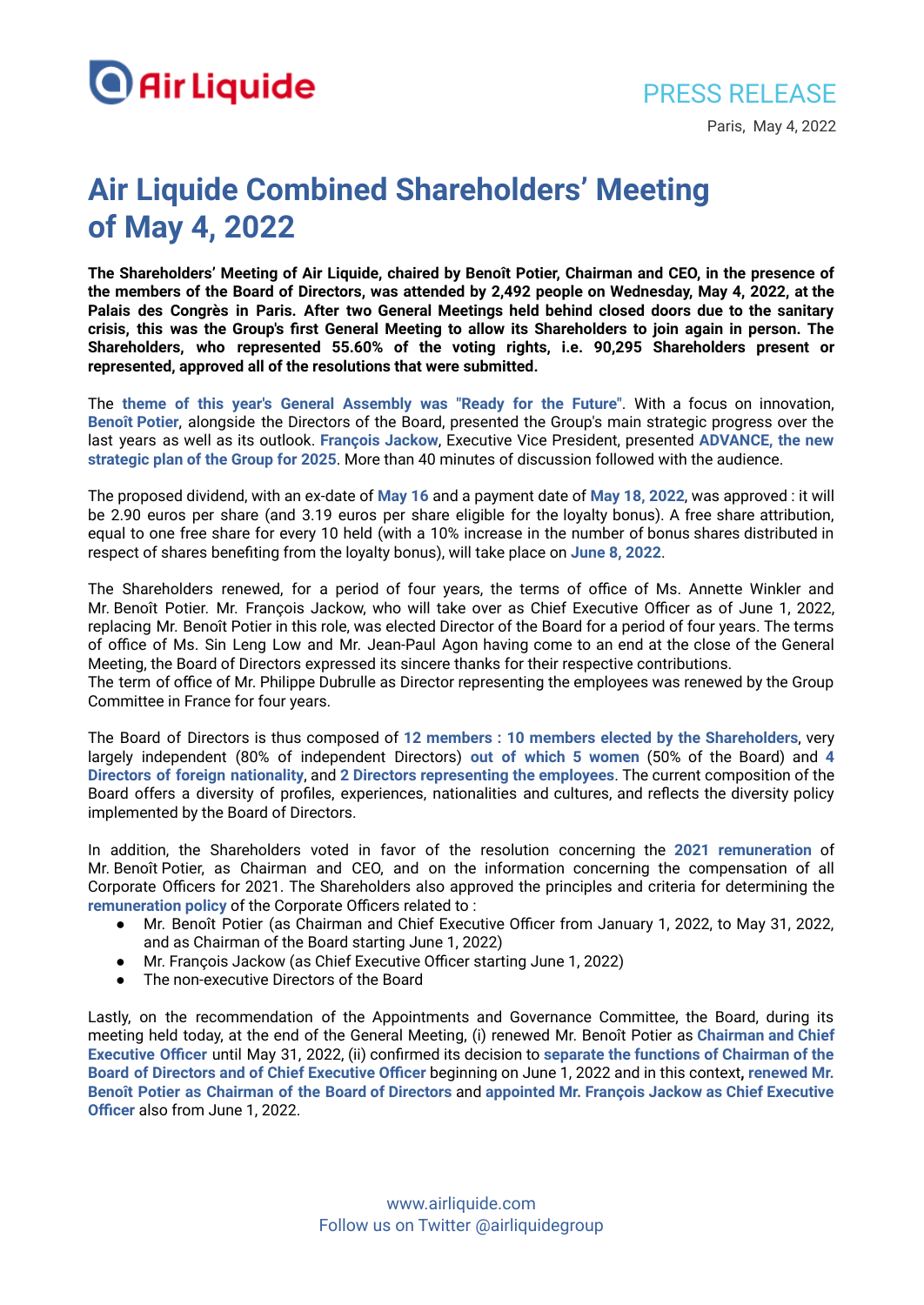PRESS RELEASE

Paris, May 4, 2022

# Air Liquide Combined Shareholders' Meeting of May 4, 2022

**The Shareholders' Meeting of Air Liquide, chaired by Benoît Potier, Chairman and CEO, in the presence of the members of the Board of Directors, was attended by 2,492 people on Wednesday, May 4, 2022, at the Palais des Congrès in Paris. After two General Meetings held behind closed doors due to the sanitary crisis, this was the Group's first General Meeting to allow its Shareholders to join again in person. The Shareholders, who represented 55.60% of the voting rights, i.e. 90,295 Shareholders present or represented, approved all of the resolutions that were submitted.**

The **theme of this year's General Assembly was "Ready for the Future"**. With a focus on innovation, **Benoît Potier**, alongside the Directors of the Board, presented the Group's main strategic progress over the last years as well as its outlook. **François Jackow**, Executive Vice President, presented **ADVANCE, the new strategic plan of the Group for 2025**. More than 40 minutes of discussion followed with the audience.

The proposed dividend, with an ex-date of **May 16** and a payment date of **May 18, 2022**, was approved : it will be 2.90 euros per share (and 3.19 euros per share eligible for the loyalty bonus). A free share attribution, equal to one free share for every 10 held (with a 10% increase in the number of bonus shares distributed in respect of shares benefiting from the loyalty bonus), will take place on **June 8, 2022**.

The Shareholders renewed, for a period of four years, the terms of office of Ms. Annette Winkler and Mr. Benoît Potier. Mr. François Jackow, who will take over as Chief Executive Officer as of June 1, 2022, replacing Mr. Benoît Potier in this role, was elected Director of the Board for a period of four years. The terms of office of Ms. Sin Leng Low and Mr. Jean-Paul Agon having come to an end at the close of the General Meeting, the Board of Directors expressed its sincere thanks for their respective contributions.
The term of office of Mr. Philippe Dubrulle as Director representing the employees was renewed by the Group Committee in France for four years.

The Board of Directors is thus composed of **12 members : 10 members elected by the Shareholders**, very largely independent (80% of independent Directors) **out of which 5 women** (50% of the Board) and **4 Directors of foreign nationality**, and **2 Directors representing the employees**. The current composition of the Board offers a diversity of profiles, experiences, nationalities and cultures, and reflects the diversity policy implemented by the Board of Directors.

In addition, the Shareholders voted in favor of the resolution concerning the **2021 remuneration** of Mr. Benoît Potier, as Chairman and CEO, and on the information concerning the compensation of all Corporate Officers for 2021. The Shareholders also approved the principles and criteria for determining the **remuneration policy** of the Corporate Officers related to :

- Mr. Benoît Potier (as Chairman and Chief Executive Officer from January 1, 2022, to May 31, 2022, and as Chairman of the Board starting June 1, 2022)
- Mr. François Jackow (as Chief Executive Officer starting June 1, 2022)
- The non-executive Directors of the Board

Lastly, on the recommendation of the Appointments and Governance Committee, the Board, during its meeting held today, at the end of the General Meeting, (i) renewed Mr. Benoît Potier as **Chairman and Chief Executive Officer** until May 31, 2022, (ii) confirmed its decision to **separate the functions of Chairman of the Board of Directors and of Chief Executive Officer** beginning on June 1, 2022 and in this context, **renewed Mr. Benoît Potier as Chairman of the Board of Directors** and **appointed Mr. François Jackow as Chief Executive Officer** also from June 1, 2022.

www.airliquide.com
Follow us on Twitter @airliquidegroup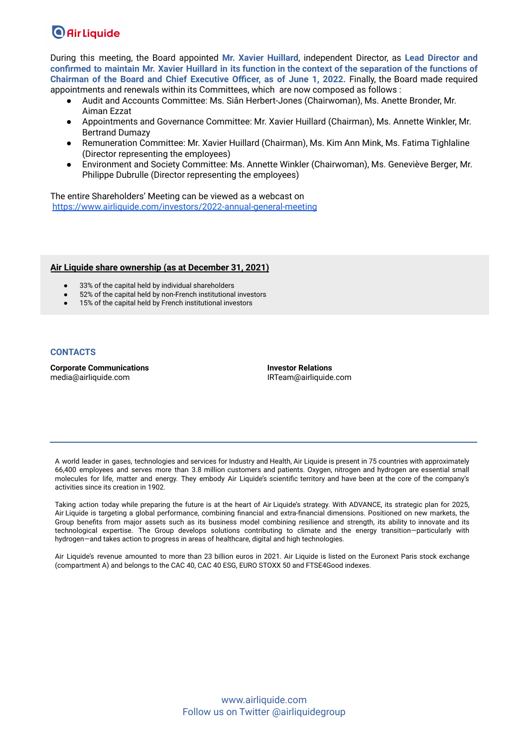During this meeting, the Board appointed **Mr. Xavier Huillard**, independent Director, as **Lead Director and confirmed to maintain Mr. Xavier Huillard in its function in the context of the separation of the functions of Chairman of the Board and Chief Executive Officer, as of June 1, 2022.** Finally, the Board made required appointments and renewals within its Committees, which are now composed as follows :

- Audit and Accounts Committee: Ms. Siân Herbert-Jones (Chairwoman), Ms. Anette Bronder, Mr. Aiman Ezzat
- Appointments and Governance Committee: Mr. Xavier Huillard (Chairman), Ms. Annette Winkler, Mr. Bertrand Dumazy
- Remuneration Committee: Mr. Xavier Huillard (Chairman), Ms. Kim Ann Mink, Ms. Fatima Tighlaline (Director representing the employees)
- Environment and Society Committee: Ms. Annette Winkler (Chairwoman), Ms. Geneviève Berger, Mr. Philippe Dubrulle (Director representing the employees)

The entire Shareholders' Meeting can be viewed as a webcast on
https://www.airliquide.com/investors/2022-annual-general-meeting

**Air Liquide share ownership (as at December 31, 2021)**

- 33% of the capital held by individual shareholders
- 52% of the capital held by non-French institutional investors
- 15% of the capital held by French institutional investors

## CONTACTS

**Corporate Communications**
media@airliquide.com

**Investor Relations**
IRTeam@airliquide.com

A world leader in gases, technologies and services for Industry and Health, Air Liquide is present in 75 countries with approximately 66,400 employees and serves more than 3.8 million customers and patients. Oxygen, nitrogen and hydrogen are essential small molecules for life, matter and energy. They embody Air Liquide's scientific territory and have been at the core of the company's activities since its creation in 1902.

Taking action today while preparing the future is at the heart of Air Liquide's strategy. With ADVANCE, its strategic plan for 2025, Air Liquide is targeting a global performance, combining financial and extra-financial dimensions. Positioned on new markets, the Group benefits from major assets such as its business model combining resilience and strength, its ability to innovate and its technological expertise. The Group develops solutions contributing to climate and the energy transition—particularly with hydrogen—and takes action to progress in areas of healthcare, digital and high technologies.

Air Liquide's revenue amounted to more than 23 billion euros in 2021. Air Liquide is listed on the Euronext Paris stock exchange (compartment A) and belongs to the CAC 40, CAC 40 ESG, EURO STOXX 50 and FTSE4Good indexes.

www.airliquide.com
Follow us on Twitter @airliquidegroup